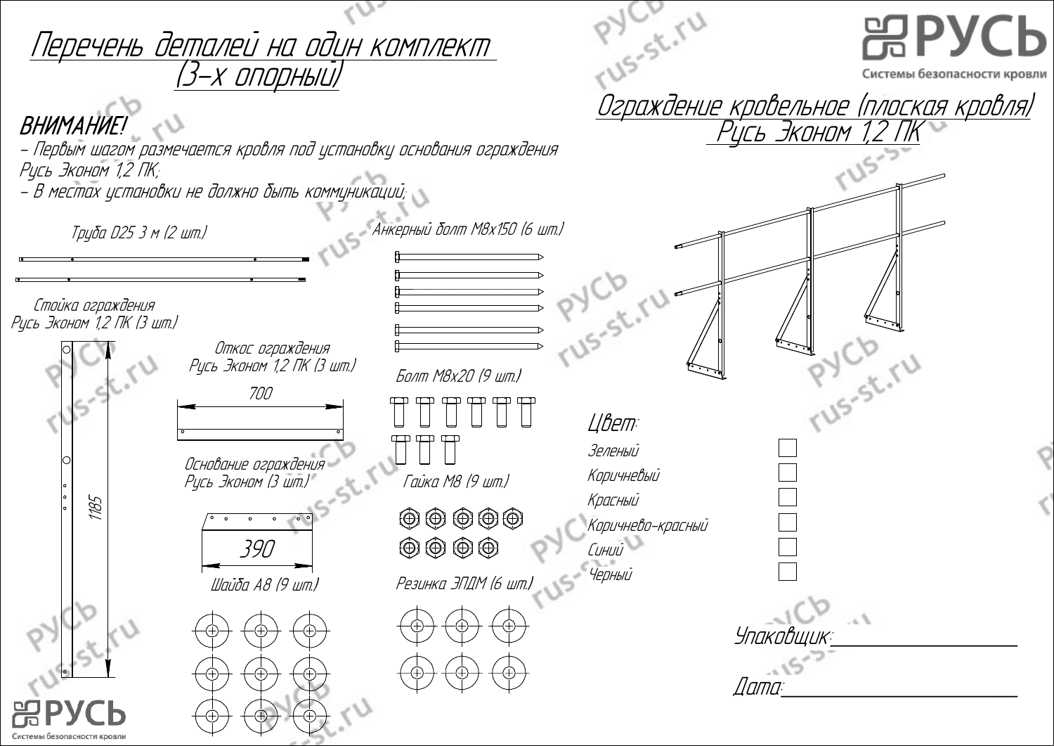# Перечень деталей на один комплект (3-х опорный)

**РУСЬ**
Системы безопасности кровли

## Ограждение кровельное (плоская кровля) Русь Эконом 1,2 ПК

**ВНИМАНИЕ!**

- Первым шагом размечается кровля под установку основания ограждения Русь Эконом 1,2 ПК;
- В местах установки не должно быть коммуникаций;

Труба D25 3 м (2 шт.)

Анкерный болт М8х150 (6 шт.)

Стойка ограждения Русь Эконом 1,2 ПК (3 шт.)

1185

Откос ограждения Русь Эконом 1,2 ПК (3 шт.)

700

Болт М8х20 (9 шт.)

Основание ограждения Русь Эконом (3 шт.)

390

Гайка М8 (9 шт.)

Шайба А8 (9 шт.)

Резинка ЭПДМ (6 шт.)

Цвет:

- Зеленый ☐
- Коричневый ☐
- Красный ☐
- Коричнево-красный ☐
- Синий ☐
- Черный ☐

Упаковщик: ____________________

Дата: ____________________

**РУСЬ**
Системы безопасности кровли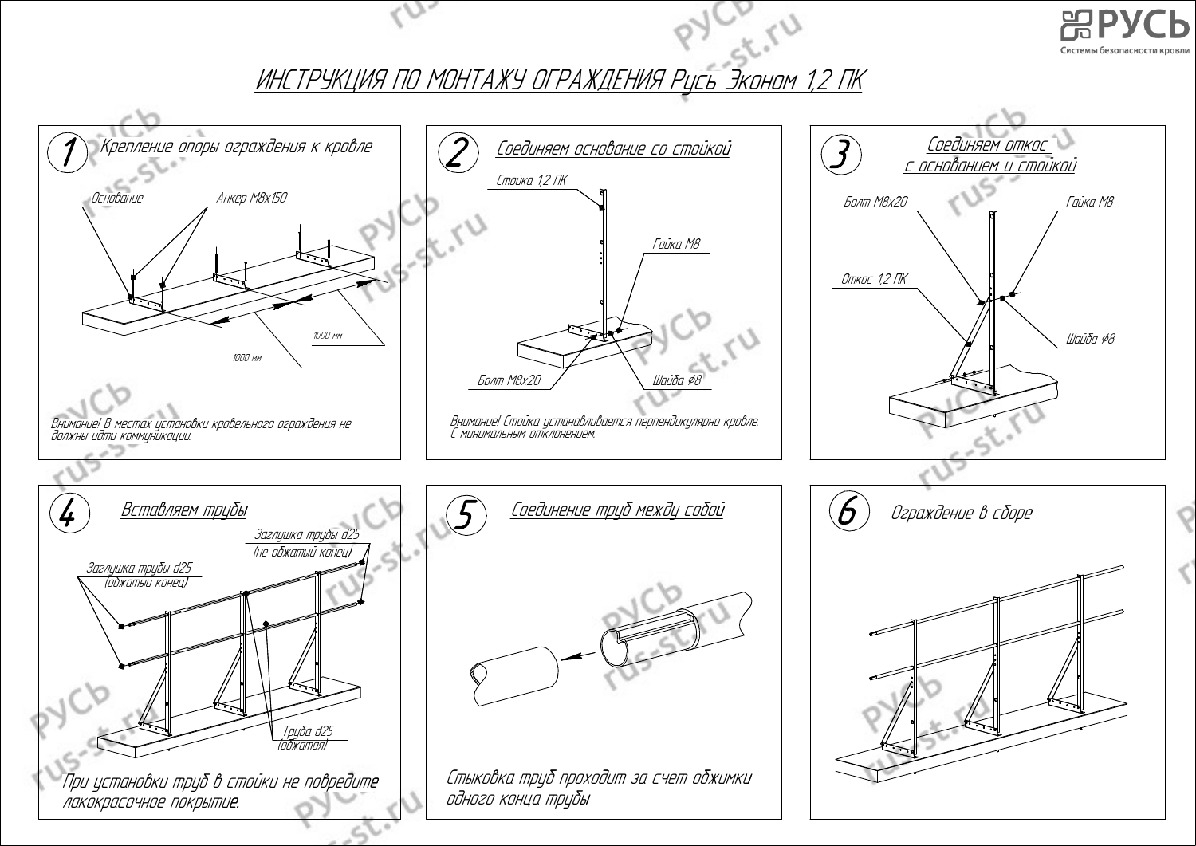# ИНСТРУКЦИЯ ПО МОНТАЖУ ОГРАЖДЕНИЯ Русь Эконом 1,2 ПК

## 1 Крепление опоры ограждения к кровле

Основание

Анкер М8х150

1000 мм

1000 мм

Внимание! В местах установки кровельного ограждения не должны идти коммуникации.

## 2 Соединяем основание со стойкой

Стойка 1,2 ПК

Гайка М8

Болт М8х20

Шайба Ø8

Внимание! Стойка устанавливается перпендикулярно кровле. С минимальным отклонением.

## 3 Соединяем откос с основанием и стойкой

Болт М8х20

Гайка М8

Откос 1,2 ПК

Шайба Ø8

## 4 Вставляем трубы

Заглушка трубы d25 (не обжатый конец)

Заглушка трубы d25 (обжатый конец)

Труба d25 (обжатая)

При установки труб в стойки не повредите лакокрасочное покрытие.

## 5 Соединение труб между собой

Стыковка труб проходит за счет обжимки одного конца трубы

## 6 Ограждение в сборе